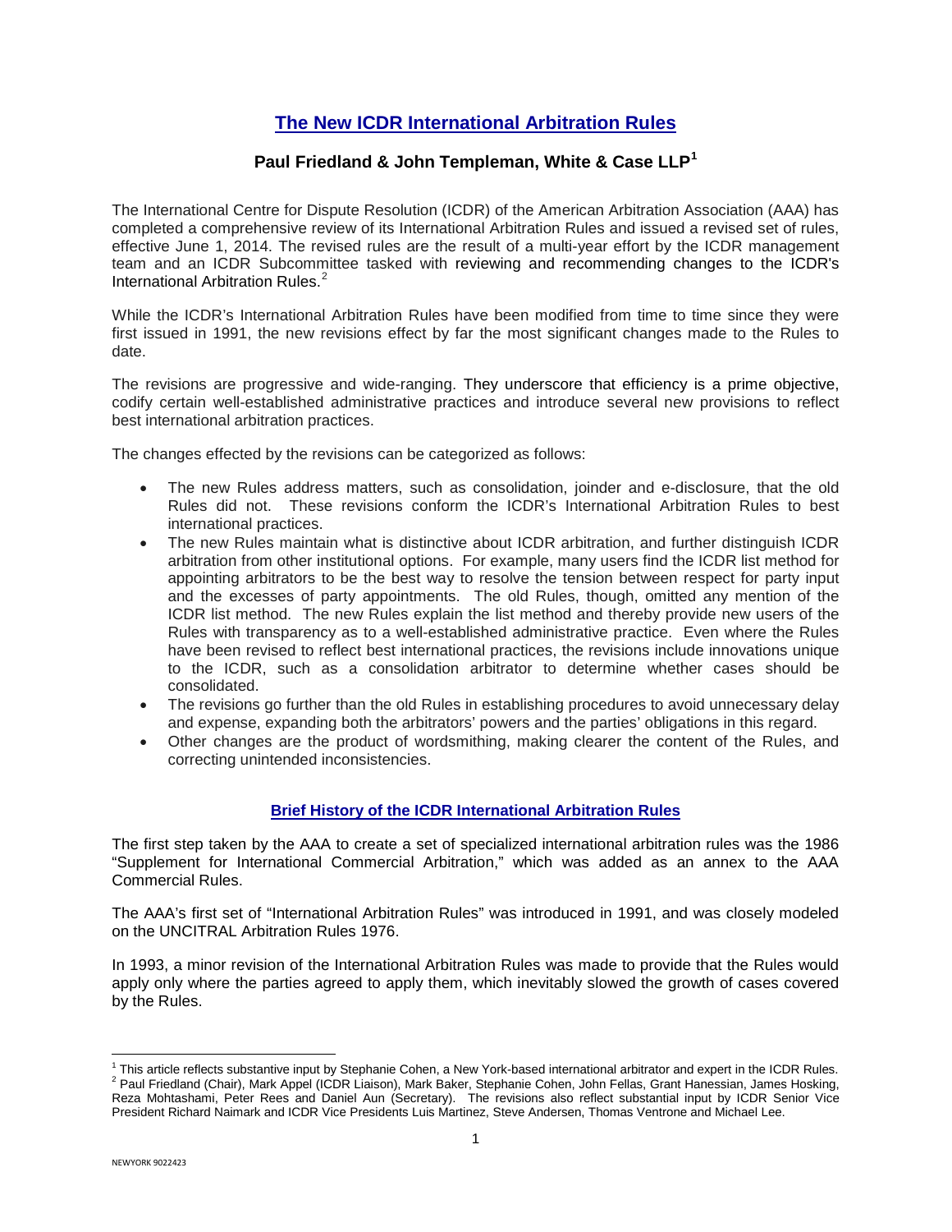# The New ICDR International Arbitration Rules

**Paul Friedland & John Templeman, White & Case LLP[1]**

The International Centre for Dispute Resolution (ICDR) of the American Arbitration Association (AAA) has completed a comprehensive review of its International Arbitration Rules and issued a revised set of rules, effective June 1, 2014. The revised rules are the result of a multi-year effort by the ICDR management team and an ICDR Subcommittee tasked with reviewing and recommending changes to the ICDR's International Arbitration Rules.[2]

While the ICDR's International Arbitration Rules have been modified from time to time since they were first issued in 1991, the new revisions effect by far the most significant changes made to the Rules to date.

The revisions are progressive and wide-ranging. They underscore that efficiency is a prime objective, codify certain well-established administrative practices and introduce several new provisions to reflect best international arbitration practices.

The changes effected by the revisions can be categorized as follows:

- The new Rules address matters, such as consolidation, joinder and e-disclosure, that the old Rules did not. These revisions conform the ICDR's International Arbitration Rules to best international practices.
- The new Rules maintain what is distinctive about ICDR arbitration, and further distinguish ICDR arbitration from other institutional options. For example, many users find the ICDR list method for appointing arbitrators to be the best way to resolve the tension between respect for party input and the excesses of party appointments. The old Rules, though, omitted any mention of the ICDR list method. The new Rules explain the list method and thereby provide new users of the Rules with transparency as to a well-established administrative practice. Even where the Rules have been revised to reflect best international practices, the revisions include innovations unique to the ICDR, such as a consolidation arbitrator to determine whether cases should be consolidated.
- The revisions go further than the old Rules in establishing procedures to avoid unnecessary delay and expense, expanding both the arbitrators' powers and the parties' obligations in this regard.
- Other changes are the product of wordsmithing, making clearer the content of the Rules, and correcting unintended inconsistencies.

## Brief History of the ICDR International Arbitration Rules

The first step taken by the AAA to create a set of specialized international arbitration rules was the 1986 "Supplement for International Commercial Arbitration," which was added as an annex to the AAA Commercial Rules.

The AAA's first set of "International Arbitration Rules" was introduced in 1991, and was closely modeled on the UNCITRAL Arbitration Rules 1976.

In 1993, a minor revision of the International Arbitration Rules was made to provide that the Rules would apply only where the parties agreed to apply them, which inevitably slowed the growth of cases covered by the Rules.

---

[1] This article reflects substantive input by Stephanie Cohen, a New York-based international arbitrator and expert in the ICDR Rules.

[2] Paul Friedland (Chair), Mark Appel (ICDR Liaison), Mark Baker, Stephanie Cohen, John Fellas, Grant Hanessian, James Hosking, Reza Mohtashami, Peter Rees and Daniel Aun (Secretary). The revisions also reflect substantial input by ICDR Senior Vice President Richard Naimark and ICDR Vice Presidents Luis Martinez, Steve Andersen, Thomas Ventrone and Michael Lee.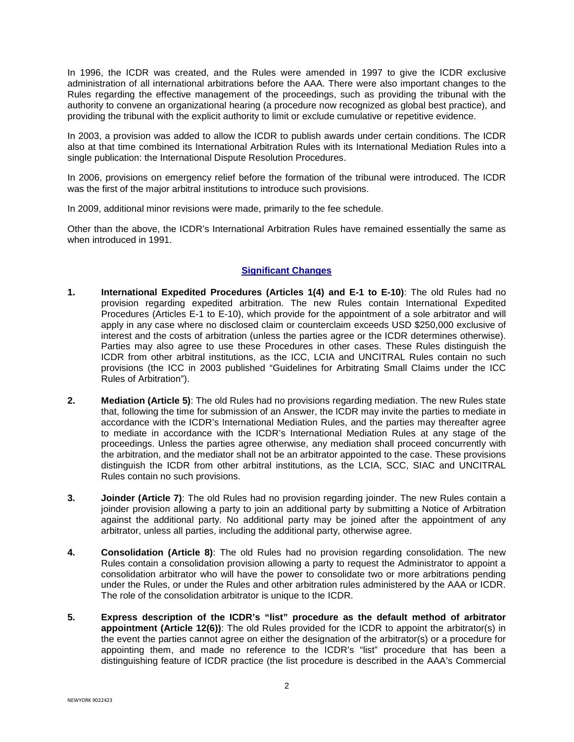In 1996, the ICDR was created, and the Rules were amended in 1997 to give the ICDR exclusive administration of all international arbitrations before the AAA. There were also important changes to the Rules regarding the effective management of the proceedings, such as providing the tribunal with the authority to convene an organizational hearing (a procedure now recognized as global best practice), and providing the tribunal with the explicit authority to limit or exclude cumulative or repetitive evidence.

In 2003, a provision was added to allow the ICDR to publish awards under certain conditions. The ICDR also at that time combined its International Arbitration Rules with its International Mediation Rules into a single publication: the International Dispute Resolution Procedures.

In 2006, provisions on emergency relief before the formation of the tribunal were introduced. The ICDR was the first of the major arbitral institutions to introduce such provisions.

In 2009, additional minor revisions were made, primarily to the fee schedule.

Other than the above, the ICDR's International Arbitration Rules have remained essentially the same as when introduced in 1991.

## Significant Changes

1. **International Expedited Procedures (Articles 1(4) and E-1 to E-10)**: The old Rules had no provision regarding expedited arbitration. The new Rules contain International Expedited Procedures (Articles E-1 to E-10), which provide for the appointment of a sole arbitrator and will apply in any case where no disclosed claim or counterclaim exceeds USD $250,000 exclusive of interest and the costs of arbitration (unless the parties agree or the ICDR determines otherwise). Parties may also agree to use these Procedures in other cases. These Rules distinguish the ICDR from other arbitral institutions, as the ICC, LCIA and UNCITRAL Rules contain no such provisions (the ICC in 2003 published "Guidelines for Arbitrating Small Claims under the ICC Rules of Arbitration").

2. **Mediation (Article 5)**: The old Rules had no provisions regarding mediation. The new Rules state that, following the time for submission of an Answer, the ICDR may invite the parties to mediate in accordance with the ICDR's International Mediation Rules, and the parties may thereafter agree to mediate in accordance with the ICDR's International Mediation Rules at any stage of the proceedings. Unless the parties agree otherwise, any mediation shall proceed concurrently with the arbitration, and the mediator shall not be an arbitrator appointed to the case. These provisions distinguish the ICDR from other arbitral institutions, as the LCIA, SCC, SIAC and UNCITRAL Rules contain no such provisions.

3. **Joinder (Article 7)**: The old Rules had no provision regarding joinder. The new Rules contain a joinder provision allowing a party to join an additional party by submitting a Notice of Arbitration against the additional party. No additional party may be joined after the appointment of any arbitrator, unless all parties, including the additional party, otherwise agree.

4. **Consolidation (Article 8)**: The old Rules had no provision regarding consolidation. The new Rules contain a consolidation provision allowing a party to request the Administrator to appoint a consolidation arbitrator who will have the power to consolidate two or more arbitrations pending under the Rules, or under the Rules and other arbitration rules administered by the AAA or ICDR. The role of the consolidation arbitrator is unique to the ICDR.

5. **Express description of the ICDR's "list" procedure as the default method of arbitrator appointment (Article 12(6))**: The old Rules provided for the ICDR to appoint the arbitrator(s) in the event the parties cannot agree on either the designation of the arbitrator(s) or a procedure for appointing them, and made no reference to the ICDR's "list" procedure that has been a distinguishing feature of ICDR practice (the list procedure is described in the AAA's Commercial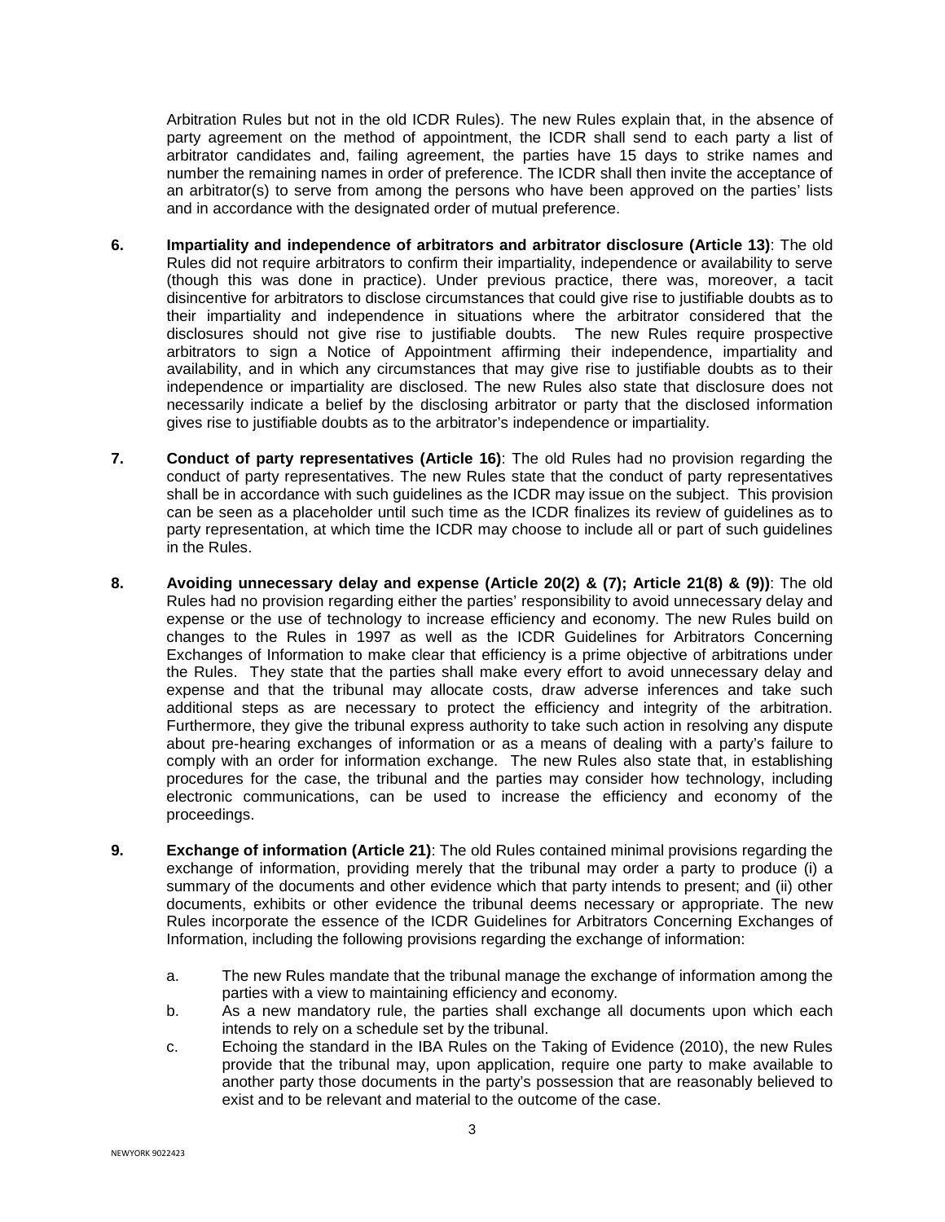Arbitration Rules but not in the old ICDR Rules). The new Rules explain that, in the absence of party agreement on the method of appointment, the ICDR shall send to each party a list of arbitrator candidates and, failing agreement, the parties have 15 days to strike names and number the remaining names in order of preference. The ICDR shall then invite the acceptance of an arbitrator(s) to serve from among the persons who have been approved on the parties' lists and in accordance with the designated order of mutual preference.

6. **Impartiality and independence of arbitrators and arbitrator disclosure (Article 13)**: The old Rules did not require arbitrators to confirm their impartiality, independence or availability to serve (though this was done in practice). Under previous practice, there was, moreover, a tacit disincentive for arbitrators to disclose circumstances that could give rise to justifiable doubts as to their impartiality and independence in situations where the arbitrator considered that the disclosures should not give rise to justifiable doubts. The new Rules require prospective arbitrators to sign a Notice of Appointment affirming their independence, impartiality and availability, and in which any circumstances that may give rise to justifiable doubts as to their independence or impartiality are disclosed. The new Rules also state that disclosure does not necessarily indicate a belief by the disclosing arbitrator or party that the disclosed information gives rise to justifiable doubts as to the arbitrator's independence or impartiality.

7. **Conduct of party representatives (Article 16)**: The old Rules had no provision regarding the conduct of party representatives. The new Rules state that the conduct of party representatives shall be in accordance with such guidelines as the ICDR may issue on the subject. This provision can be seen as a placeholder until such time as the ICDR finalizes its review of guidelines as to party representation, at which time the ICDR may choose to include all or part of such guidelines in the Rules.

8. **Avoiding unnecessary delay and expense (Article 20(2) & (7); Article 21(8) & (9))**: The old Rules had no provision regarding either the parties' responsibility to avoid unnecessary delay and expense or the use of technology to increase efficiency and economy. The new Rules build on changes to the Rules in 1997 as well as the ICDR Guidelines for Arbitrators Concerning Exchanges of Information to make clear that efficiency is a prime objective of arbitrations under the Rules. They state that the parties shall make every effort to avoid unnecessary delay and expense and that the tribunal may allocate costs, draw adverse inferences and take such additional steps as are necessary to protect the efficiency and integrity of the arbitration. Furthermore, they give the tribunal express authority to take such action in resolving any dispute about pre-hearing exchanges of information or as a means of dealing with a party's failure to comply with an order for information exchange. The new Rules also state that, in establishing procedures for the case, the tribunal and the parties may consider how technology, including electronic communications, can be used to increase the efficiency and economy of the proceedings.

9. **Exchange of information (Article 21)**: The old Rules contained minimal provisions regarding the exchange of information, providing merely that the tribunal may order a party to produce (i) a summary of the documents and other evidence which that party intends to present; and (ii) other documents, exhibits or other evidence the tribunal deems necessary or appropriate. The new Rules incorporate the essence of the ICDR Guidelines for Arbitrators Concerning Exchanges of Information, including the following provisions regarding the exchange of information:

   a. The new Rules mandate that the tribunal manage the exchange of information among the parties with a view to maintaining efficiency and economy.
   b. As a new mandatory rule, the parties shall exchange all documents upon which each intends to rely on a schedule set by the tribunal.
   c. Echoing the standard in the IBA Rules on the Taking of Evidence (2010), the new Rules provide that the tribunal may, upon application, require one party to make available to another party those documents in the party's possession that are reasonably believed to exist and to be relevant and material to the outcome of the case.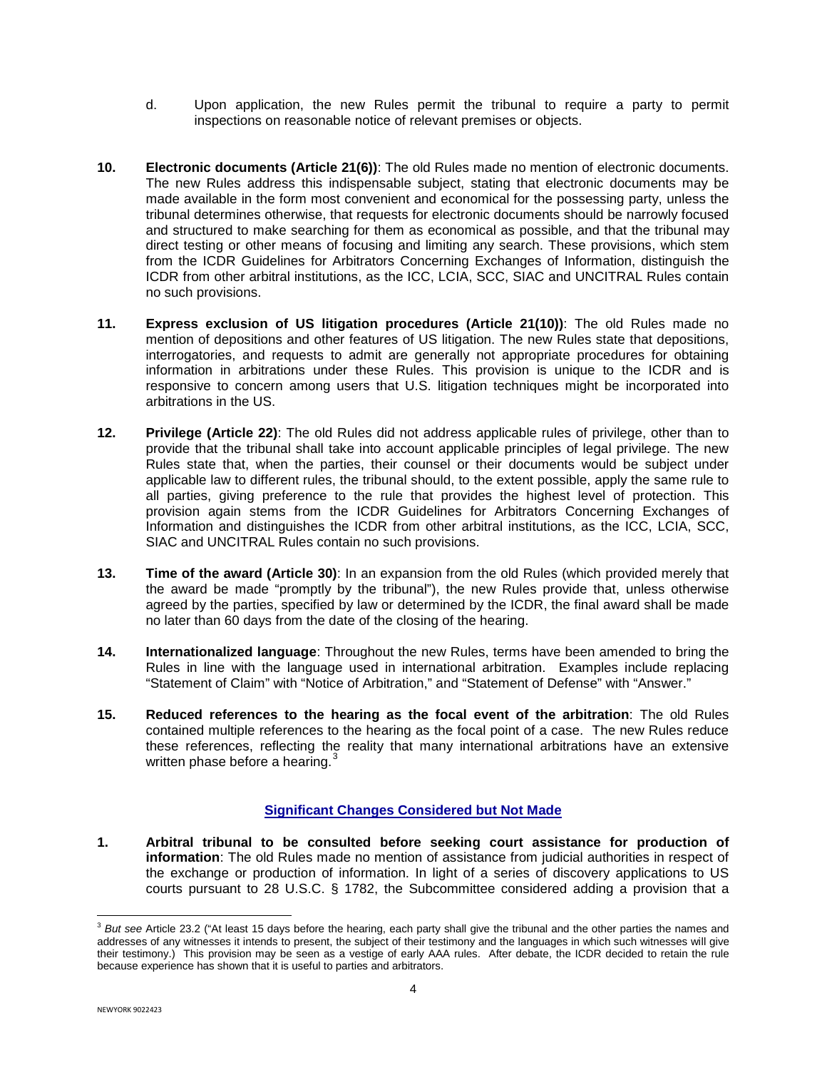d. Upon application, the new Rules permit the tribunal to require a party to permit inspections on reasonable notice of relevant premises or objects.

10. **Electronic documents (Article 21(6))**: The old Rules made no mention of electronic documents. The new Rules address this indispensable subject, stating that electronic documents may be made available in the form most convenient and economical for the possessing party, unless the tribunal determines otherwise, that requests for electronic documents should be narrowly focused and structured to make searching for them as economical as possible, and that the tribunal may direct testing or other means of focusing and limiting any search. These provisions, which stem from the ICDR Guidelines for Arbitrators Concerning Exchanges of Information, distinguish the ICDR from other arbitral institutions, as the ICC, LCIA, SCC, SIAC and UNCITRAL Rules contain no such provisions.

11. **Express exclusion of US litigation procedures (Article 21(10))**: The old Rules made no mention of depositions and other features of US litigation. The new Rules state that depositions, interrogatories, and requests to admit are generally not appropriate procedures for obtaining information in arbitrations under these Rules. This provision is unique to the ICDR and is responsive to concern among users that U.S. litigation techniques might be incorporated into arbitrations in the US.

12. **Privilege (Article 22)**: The old Rules did not address applicable rules of privilege, other than to provide that the tribunal shall take into account applicable principles of legal privilege. The new Rules state that, when the parties, their counsel or their documents would be subject under applicable law to different rules, the tribunal should, to the extent possible, apply the same rule to all parties, giving preference to the rule that provides the highest level of protection. This provision again stems from the ICDR Guidelines for Arbitrators Concerning Exchanges of Information and distinguishes the ICDR from other arbitral institutions, as the ICC, LCIA, SCC, SIAC and UNCITRAL Rules contain no such provisions.

13. **Time of the award (Article 30)**: In an expansion from the old Rules (which provided merely that the award be made "promptly by the tribunal"), the new Rules provide that, unless otherwise agreed by the parties, specified by law or determined by the ICDR, the final award shall be made no later than 60 days from the date of the closing of the hearing.

14. **Internationalized language**: Throughout the new Rules, terms have been amended to bring the Rules in line with the language used in international arbitration. Examples include replacing "Statement of Claim" with "Notice of Arbitration," and "Statement of Defense" with "Answer."

15. **Reduced references to the hearing as the focal event of the arbitration**: The old Rules contained multiple references to the hearing as the focal point of a case. The new Rules reduce these references, reflecting the reality that many international arbitrations have an extensive written phase before a hearing.[3]

## Significant Changes Considered but Not Made

1. **Arbitral tribunal to be consulted before seeking court assistance for production of information**: The old Rules made no mention of assistance from judicial authorities in respect of the exchange or production of information. In light of a series of discovery applications to US courts pursuant to 28 U.S.C. § 1782, the Subcommittee considered adding a provision that a

---

[3] *But see* Article 23.2 ("At least 15 days before the hearing, each party shall give the tribunal and the other parties the names and addresses of any witnesses it intends to present, the subject of their testimony and the languages in which such witnesses will give their testimony.) This provision may be seen as a vestige of early AAA rules. After debate, the ICDR decided to retain the rule because experience has shown that it is useful to parties and arbitrators.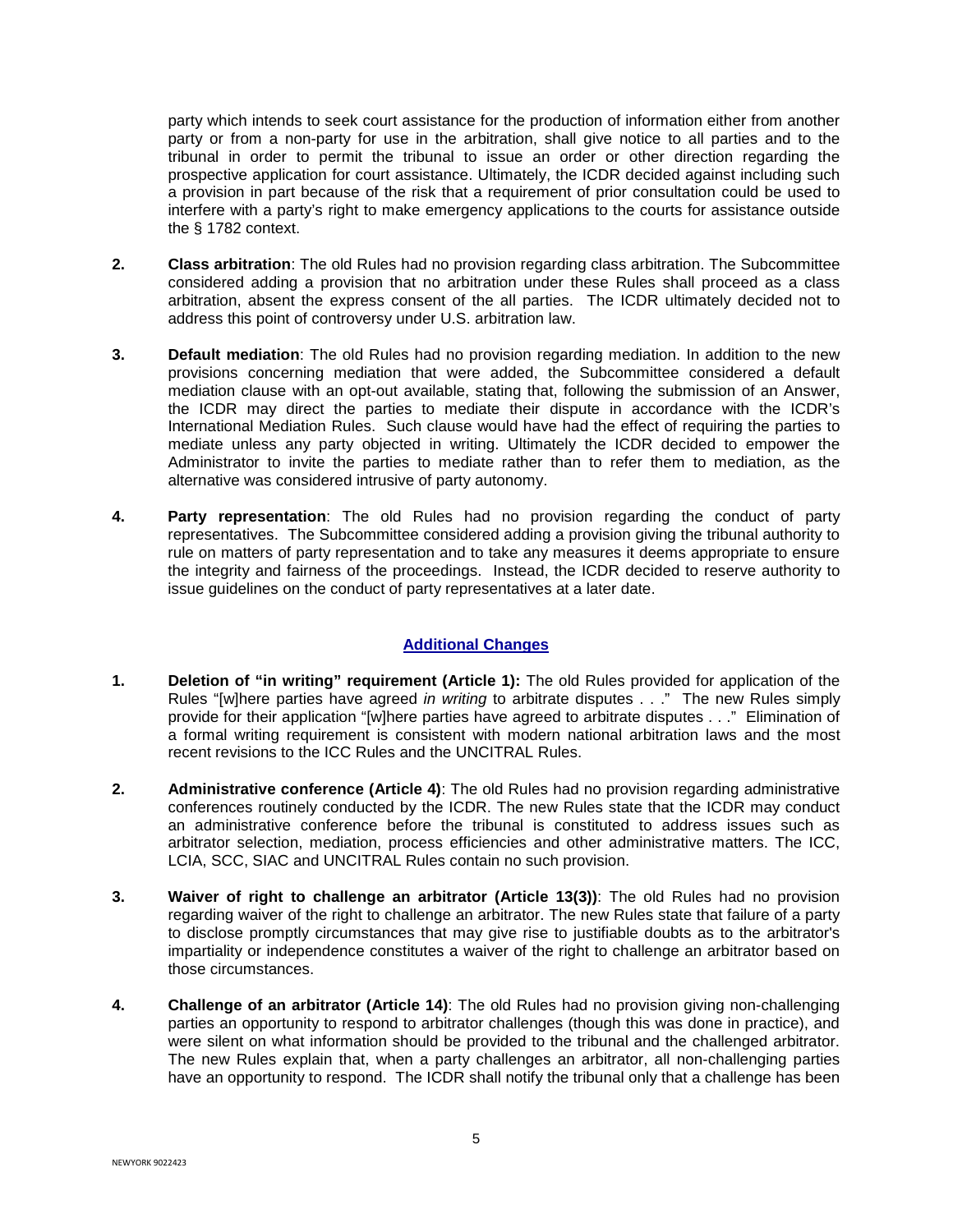party which intends to seek court assistance for the production of information either from another party or from a non-party for use in the arbitration, shall give notice to all parties and to the tribunal in order to permit the tribunal to issue an order or other direction regarding the prospective application for court assistance. Ultimately, the ICDR decided against including such a provision in part because of the risk that a requirement of prior consultation could be used to interfere with a party's right to make emergency applications to the courts for assistance outside the § 1782 context.

2. **Class arbitration**: The old Rules had no provision regarding class arbitration. The Subcommittee considered adding a provision that no arbitration under these Rules shall proceed as a class arbitration, absent the express consent of the all parties. The ICDR ultimately decided not to address this point of controversy under U.S. arbitration law.

3. **Default mediation**: The old Rules had no provision regarding mediation. In addition to the new provisions concerning mediation that were added, the Subcommittee considered a default mediation clause with an opt-out available, stating that, following the submission of an Answer, the ICDR may direct the parties to mediate their dispute in accordance with the ICDR's International Mediation Rules. Such clause would have had the effect of requiring the parties to mediate unless any party objected in writing. Ultimately the ICDR decided to empower the Administrator to invite the parties to mediate rather than to refer them to mediation, as the alternative was considered intrusive of party autonomy.

4. **Party representation**: The old Rules had no provision regarding the conduct of party representatives. The Subcommittee considered adding a provision giving the tribunal authority to rule on matters of party representation and to take any measures it deems appropriate to ensure the integrity and fairness of the proceedings. Instead, the ICDR decided to reserve authority to issue guidelines on the conduct of party representatives at a later date.

## Additional Changes

1. **Deletion of "in writing" requirement (Article 1):** The old Rules provided for application of the Rules "[w]here parties have agreed *in writing* to arbitrate disputes . . ." The new Rules simply provide for their application "[w]here parties have agreed to arbitrate disputes . . ." Elimination of a formal writing requirement is consistent with modern national arbitration laws and the most recent revisions to the ICC Rules and the UNCITRAL Rules.

2. **Administrative conference (Article 4)**: The old Rules had no provision regarding administrative conferences routinely conducted by the ICDR. The new Rules state that the ICDR may conduct an administrative conference before the tribunal is constituted to address issues such as arbitrator selection, mediation, process efficiencies and other administrative matters. The ICC, LCIA, SCC, SIAC and UNCITRAL Rules contain no such provision.

3. **Waiver of right to challenge an arbitrator (Article 13(3))**: The old Rules had no provision regarding waiver of the right to challenge an arbitrator. The new Rules state that failure of a party to disclose promptly circumstances that may give rise to justifiable doubts as to the arbitrator's impartiality or independence constitutes a waiver of the right to challenge an arbitrator based on those circumstances.

4. **Challenge of an arbitrator (Article 14)**: The old Rules had no provision giving non-challenging parties an opportunity to respond to arbitrator challenges (though this was done in practice), and were silent on what information should be provided to the tribunal and the challenged arbitrator. The new Rules explain that, when a party challenges an arbitrator, all non-challenging parties have an opportunity to respond. The ICDR shall notify the tribunal only that a challenge has been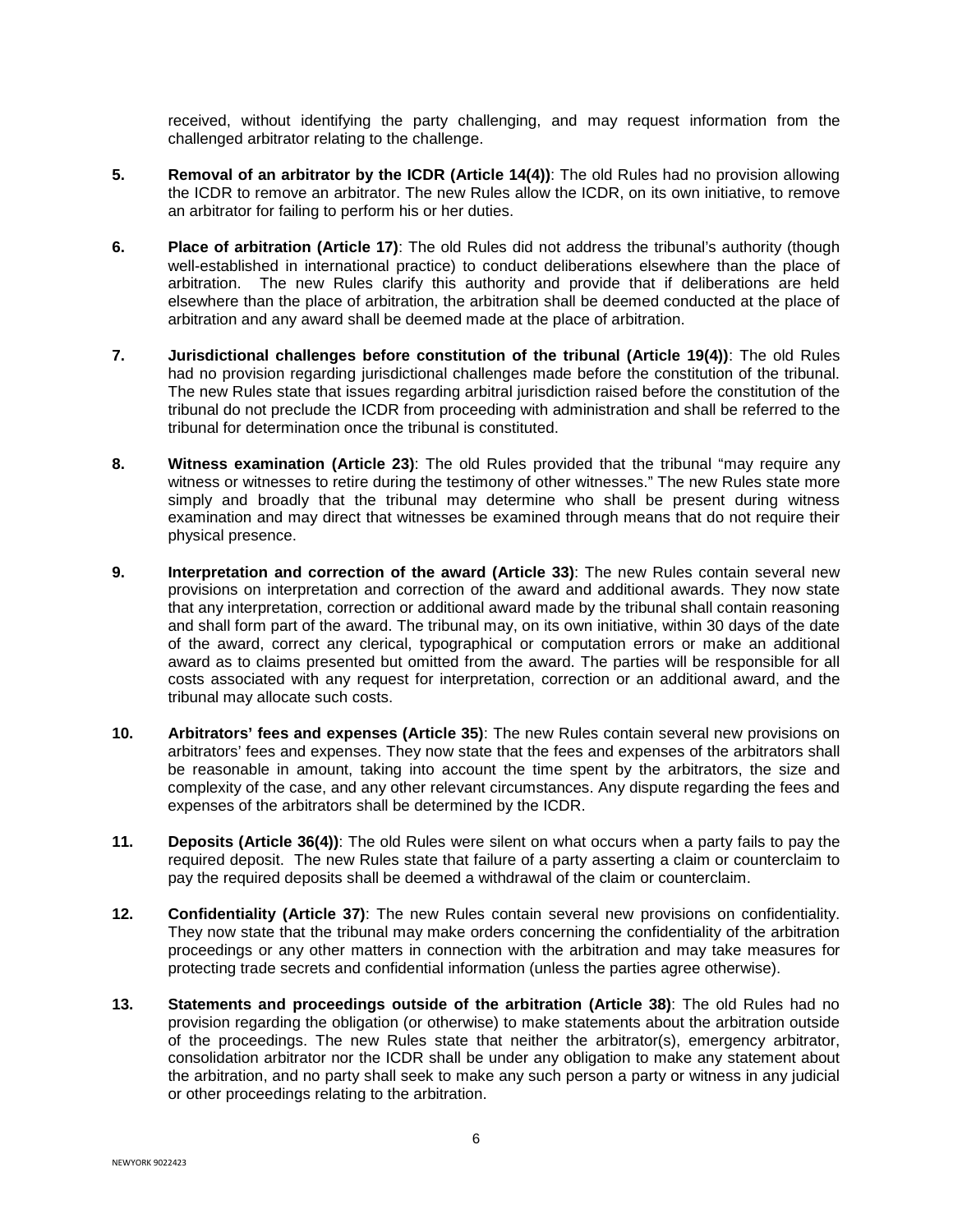received, without identifying the party challenging, and may request information from the challenged arbitrator relating to the challenge.

5. **Removal of an arbitrator by the ICDR (Article 14(4))**: The old Rules had no provision allowing the ICDR to remove an arbitrator. The new Rules allow the ICDR, on its own initiative, to remove an arbitrator for failing to perform his or her duties.

6. **Place of arbitration (Article 17)**: The old Rules did not address the tribunal's authority (though well-established in international practice) to conduct deliberations elsewhere than the place of arbitration. The new Rules clarify this authority and provide that if deliberations are held elsewhere than the place of arbitration, the arbitration shall be deemed conducted at the place of arbitration and any award shall be deemed made at the place of arbitration.

7. **Jurisdictional challenges before constitution of the tribunal (Article 19(4))**: The old Rules had no provision regarding jurisdictional challenges made before the constitution of the tribunal. The new Rules state that issues regarding arbitral jurisdiction raised before the constitution of the tribunal do not preclude the ICDR from proceeding with administration and shall be referred to the tribunal for determination once the tribunal is constituted.

8. **Witness examination (Article 23)**: The old Rules provided that the tribunal "may require any witness or witnesses to retire during the testimony of other witnesses." The new Rules state more simply and broadly that the tribunal may determine who shall be present during witness examination and may direct that witnesses be examined through means that do not require their physical presence.

9. **Interpretation and correction of the award (Article 33)**: The new Rules contain several new provisions on interpretation and correction of the award and additional awards. They now state that any interpretation, correction or additional award made by the tribunal shall contain reasoning and shall form part of the award. The tribunal may, on its own initiative, within 30 days of the date of the award, correct any clerical, typographical or computation errors or make an additional award as to claims presented but omitted from the award. The parties will be responsible for all costs associated with any request for interpretation, correction or an additional award, and the tribunal may allocate such costs.

10. **Arbitrators' fees and expenses (Article 35)**: The new Rules contain several new provisions on arbitrators' fees and expenses. They now state that the fees and expenses of the arbitrators shall be reasonable in amount, taking into account the time spent by the arbitrators, the size and complexity of the case, and any other relevant circumstances. Any dispute regarding the fees and expenses of the arbitrators shall be determined by the ICDR.

11. **Deposits (Article 36(4))**: The old Rules were silent on what occurs when a party fails to pay the required deposit. The new Rules state that failure of a party asserting a claim or counterclaim to pay the required deposits shall be deemed a withdrawal of the claim or counterclaim.

12. **Confidentiality (Article 37)**: The new Rules contain several new provisions on confidentiality. They now state that the tribunal may make orders concerning the confidentiality of the arbitration proceedings or any other matters in connection with the arbitration and may take measures for protecting trade secrets and confidential information (unless the parties agree otherwise).

13. **Statements and proceedings outside of the arbitration (Article 38)**: The old Rules had no provision regarding the obligation (or otherwise) to make statements about the arbitration outside of the proceedings. The new Rules state that neither the arbitrator(s), emergency arbitrator, consolidation arbitrator nor the ICDR shall be under any obligation to make any statement about the arbitration, and no party shall seek to make any such person a party or witness in any judicial or other proceedings relating to the arbitration.